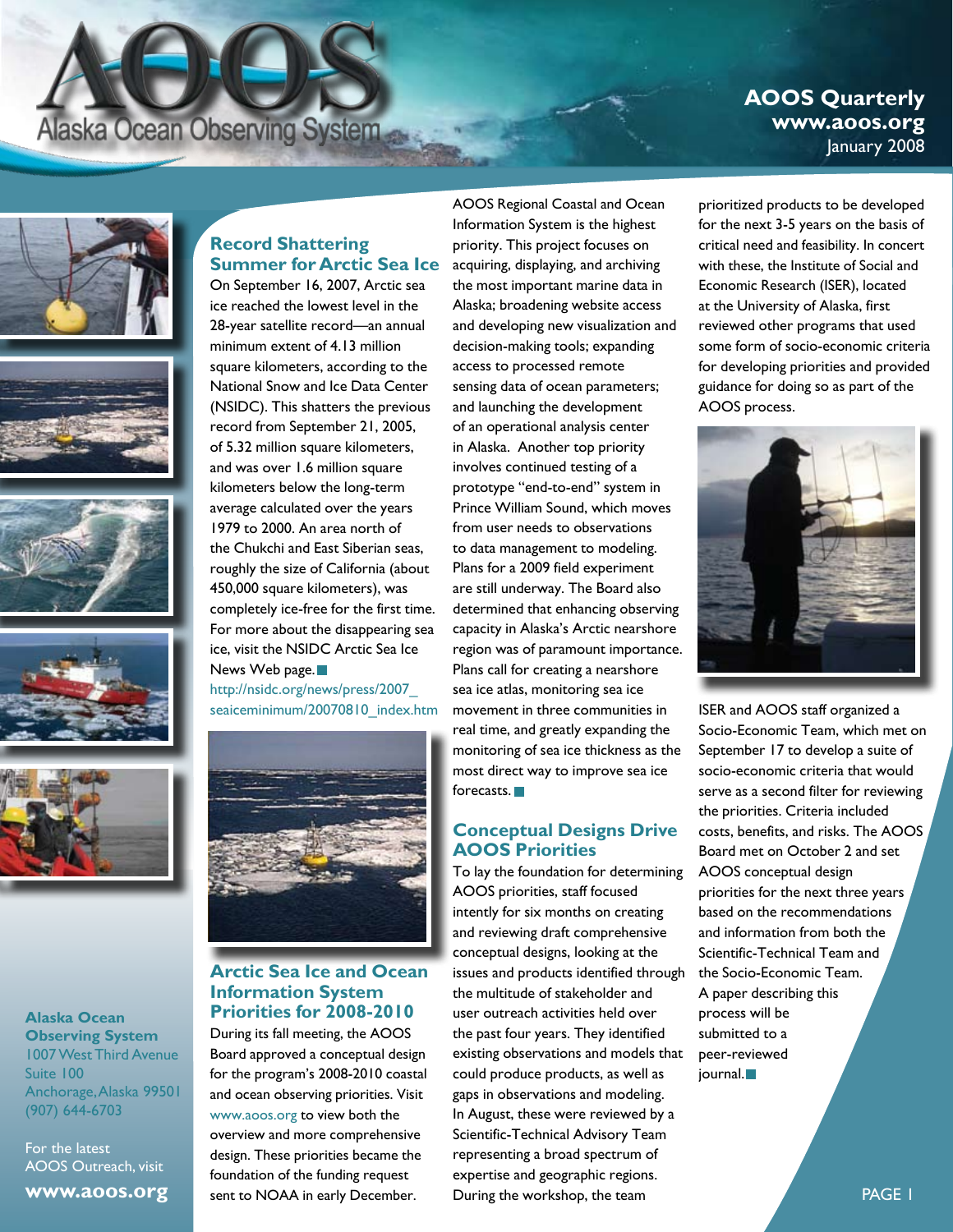# AOOS Alaska Ocean Observing System

**AOOS Quarterly**
**www.aoos.org**
January 2008

## Record Shattering Summer for Arctic Sea Ice

On September 16, 2007, Arctic sea ice reached the lowest level in the 28-year satellite record—an annual minimum extent of 4.13 million square kilometers, according to the National Snow and Ice Data Center (NSIDC). This shatters the previous record from September 21, 2005, of 5.32 million square kilometers, and was over 1.6 million square kilometers below the long-term average calculated over the years 1979 to 2000. An area north of the Chukchi and East Siberian seas, roughly the size of California (about 450,000 square kilometers), was completely ice-free for the first time. For more about the disappearing sea ice, visit the NSIDC Arctic Sea Ice News Web page.

http://nsidc.org/news/press/2007_seaiceminimum/20070810_index.htm

## Arctic Sea Ice and Ocean Information System Priorities for 2008-2010

During its fall meeting, the AOOS Board approved a conceptual design for the program's 2008-2010 coastal and ocean observing priorities. Visit www.aoos.org to view both the overview and more comprehensive design. These priorities became the foundation of the funding request sent to NOAA in early December. AOOS Regional Coastal and Ocean Information System is the highest priority. This project focuses on acquiring, displaying, and archiving the most important marine data in Alaska; broadening website access and developing new visualization and decision-making tools; expanding access to processed remote sensing data of ocean parameters; and launching the development of an operational analysis center in Alaska. Another top priority involves continued testing of a prototype "end-to-end" system in Prince William Sound, which moves from user needs to observations to data management to modeling. Plans for a 2009 field experiment are still underway. The Board also determined that enhancing observing capacity in Alaska's Arctic nearshore region was of paramount importance. Plans call for creating a nearshore sea ice atlas, monitoring sea ice movement in three communities in real time, and greatly expanding the monitoring of sea ice thickness as the most direct way to improve sea ice forecasts.

## Conceptual Designs Drive AOOS Priorities

To lay the foundation for determining AOOS priorities, staff focused intently for six months on creating and reviewing draft comprehensive conceptual designs, looking at the issues and products identified through the multitude of stakeholder and user outreach activities held over the past four years. They identified existing observations and models that could produce products, as well as gaps in observations and modeling. In August, these were reviewed by a Scientific-Technical Advisory Team representing a broad spectrum of expertise and geographic regions. During the workshop, the team prioritized products to be developed for the next 3-5 years on the basis of critical need and feasibility. In concert with these, the Institute of Social and Economic Research (ISER), located at the University of Alaska, first reviewed other programs that used some form of socio-economic criteria for developing priorities and provided guidance for doing so as part of the AOOS process.

ISER and AOOS staff organized a Socio-Economic Team, which met on September 17 to develop a suite of socio-economic criteria that would serve as a second filter for reviewing the priorities. Criteria included costs, benefits, and risks. The AOOS Board met on October 2 and set AOOS conceptual design priorities for the next three years based on the recommendations and information from both the Scientific-Technical Team and the Socio-Economic Team. A paper describing this process will be submitted to a peer-reviewed journal.

**Alaska Ocean Observing System**
1007 West Third Avenue
Suite 100
Anchorage, Alaska 99501
(907) 644-6703

For the latest AOOS Outreach, visit
**www.aoos.org**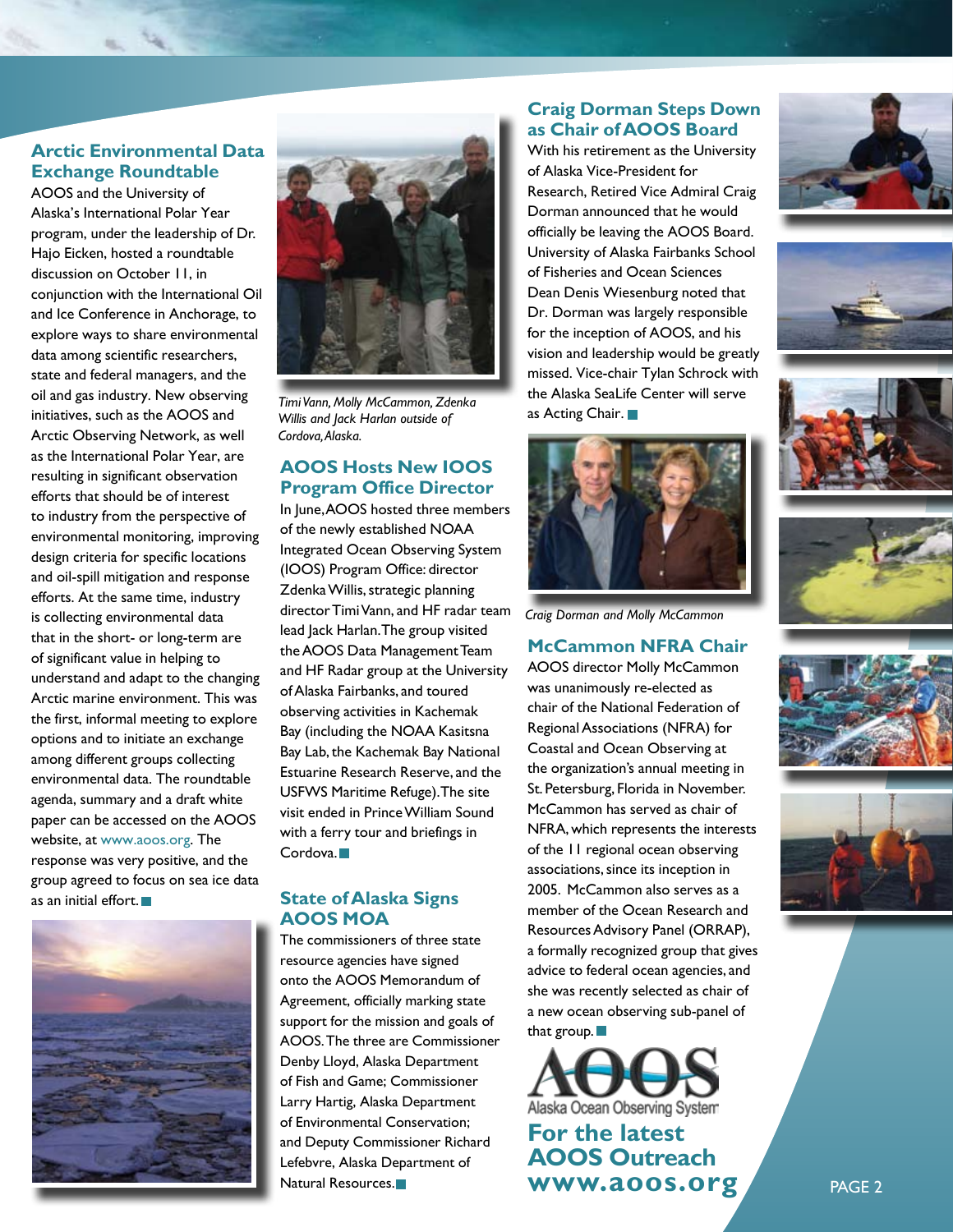## Arctic Environmental Data Exchange Roundtable

AOOS and the University of Alaska's International Polar Year program, under the leadership of Dr. Hajo Eicken, hosted a roundtable discussion on October 11, in conjunction with the International Oil and Ice Conference in Anchorage, to explore ways to share environmental data among scientific researchers, state and federal managers, and the oil and gas industry. New observing initiatives, such as the AOOS and Arctic Observing Network, as well as the International Polar Year, are resulting in significant observation efforts that should be of interest to industry from the perspective of environmental monitoring, improving design criteria for specific locations and oil-spill mitigation and response efforts. At the same time, industry is collecting environmental data that in the short- or long-term are of significant value in helping to understand and adapt to the changing Arctic marine environment. This was the first, informal meeting to explore options and to initiate an exchange among different groups collecting environmental data. The roundtable agenda, summary and a draft white paper can be accessed on the AOOS website, at www.aoos.org. The response was very positive, and the group agreed to focus on sea ice data as an initial effort.

*Timi Vann, Molly McCammon, Zdenka Willis and Jack Harlan outside of Cordova, Alaska.*

## AOOS Hosts New IOOS Program Office Director

In June, AOOS hosted three members of the newly established NOAA Integrated Ocean Observing System (IOOS) Program Office: director Zdenka Willis, strategic planning director Timi Vann, and HF radar team lead Jack Harlan. The group visited the AOOS Data Management Team and HF Radar group at the University of Alaska Fairbanks, and toured observing activities in Kachemak Bay (including the NOAA Kasitsna Bay Lab, the Kachemak Bay National Estuarine Research Reserve, and the USFWS Maritime Refuge). The site visit ended in Prince William Sound with a ferry tour and briefings in Cordova.

## State of Alaska Signs AOOS MOA

The commissioners of three state resource agencies have signed onto the AOOS Memorandum of Agreement, officially marking state support for the mission and goals of AOOS. The three are Commissioner Denby Lloyd, Alaska Department of Fish and Game; Commissioner Larry Hartig, Alaska Department of Environmental Conservation; and Deputy Commissioner Richard Lefebvre, Alaska Department of Natural Resources.

## Craig Dorman Steps Down as Chair of AOOS Board

With his retirement as the University of Alaska Vice-President for Research, Retired Vice Admiral Craig Dorman announced that he would officially be leaving the AOOS Board. University of Alaska Fairbanks School of Fisheries and Ocean Sciences Dean Denis Wiesenburg noted that Dr. Dorman was largely responsible for the inception of AOOS, and his vision and leadership would be greatly missed. Vice-chair Tylan Schrock with the Alaska SeaLife Center will serve as Acting Chair.

*Craig Dorman and Molly McCammon*

## McCammon NFRA Chair

AOOS director Molly McCammon was unanimously re-elected as chair of the National Federation of Regional Associations (NFRA) for Coastal and Ocean Observing at the organization's annual meeting in St. Petersburg, Florida in November. McCammon has served as chair of NFRA, which represents the interests of the 11 regional ocean observing associations, since its inception in 2005. McCammon also serves as a member of the Ocean Research and Resources Advisory Panel (ORRAP), a formally recognized group that gives advice to federal ocean agencies, and she was recently selected as chair of a new ocean observing sub-panel of that group.

AOOS
Alaska Ocean Observing System

**For the latest AOOS Outreach**
**www.aoos.org**